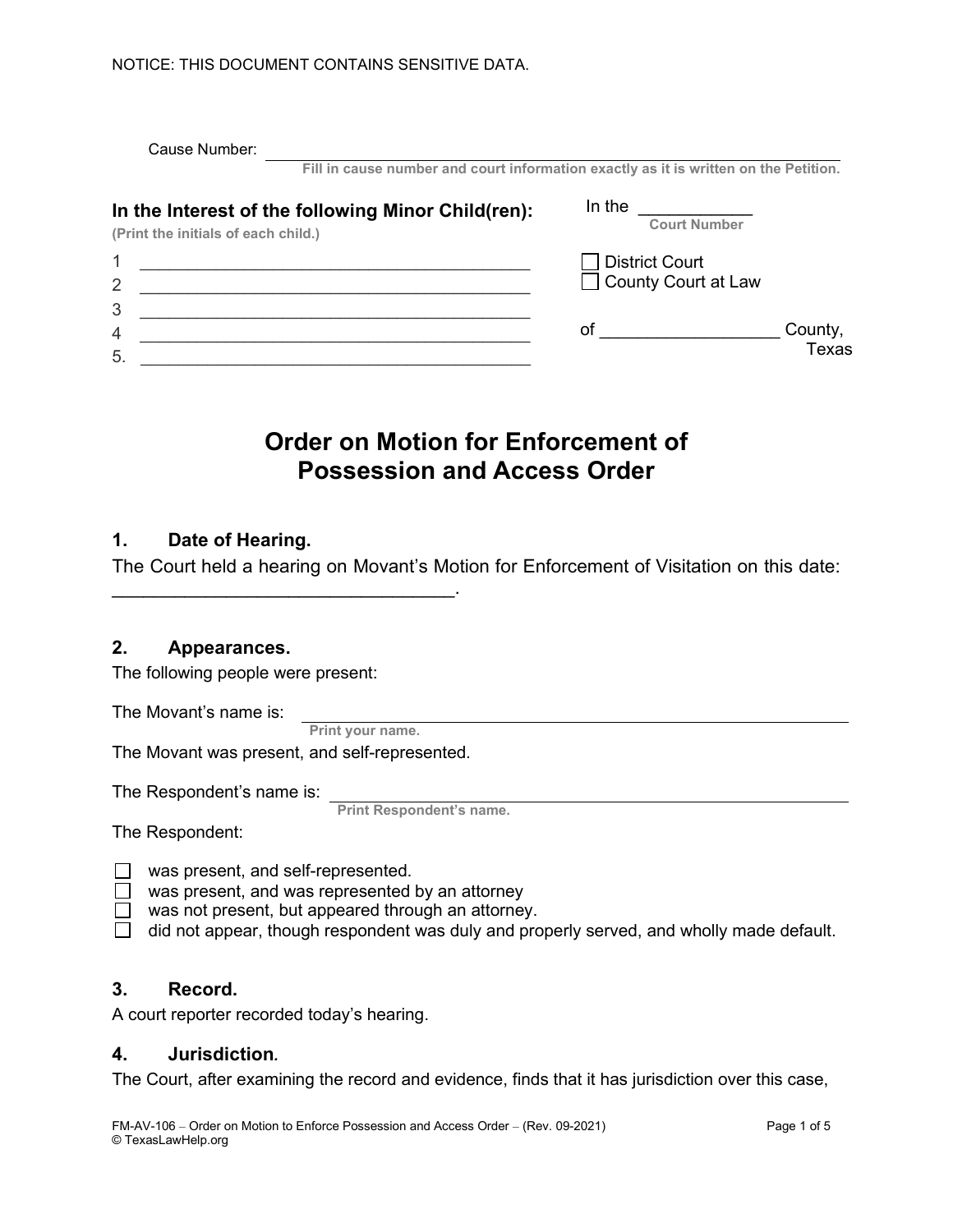NOTICE: THIS DOCUMENT CONTAINS SENSITIVE DATA.

Cause Number: ______________________________________________
Fill in cause number and court information exactly as it is written on the Petition.

**In the Interest of the following Minor Child(ren):**
**(Print the initials of each child.)**

1 ________________________________________
2 ________________________________________
3 ________________________________________
4 ________________________________________
5. ________________________________________

In the ___________
Court Number

☐ District Court
☐ County Court at Law

of __________________ County, Texas

# Order on Motion for Enforcement of Possession and Access Order

## 1. Date of Hearing.

The Court held a hearing on Movant's Motion for Enforcement of Visitation on this date: ________________________________.

## 2. Appearances.

The following people were present:

The Movant's name is: ______________________________________________
Print your name.

The Movant was present, and self-represented.

The Respondent's name is: ______________________________________________
Print Respondent's name.

The Respondent:

☐ was present, and self-represented.
☐ was present, and was represented by an attorney
☐ was not present, but appeared through an attorney.
☐ did not appear, though respondent was duly and properly served, and wholly made default.

## 3. Record.

A court reporter recorded today's hearing.

## 4. Jurisdiction*.*

The Court, after examining the record and evidence, finds that it has jurisdiction over this case,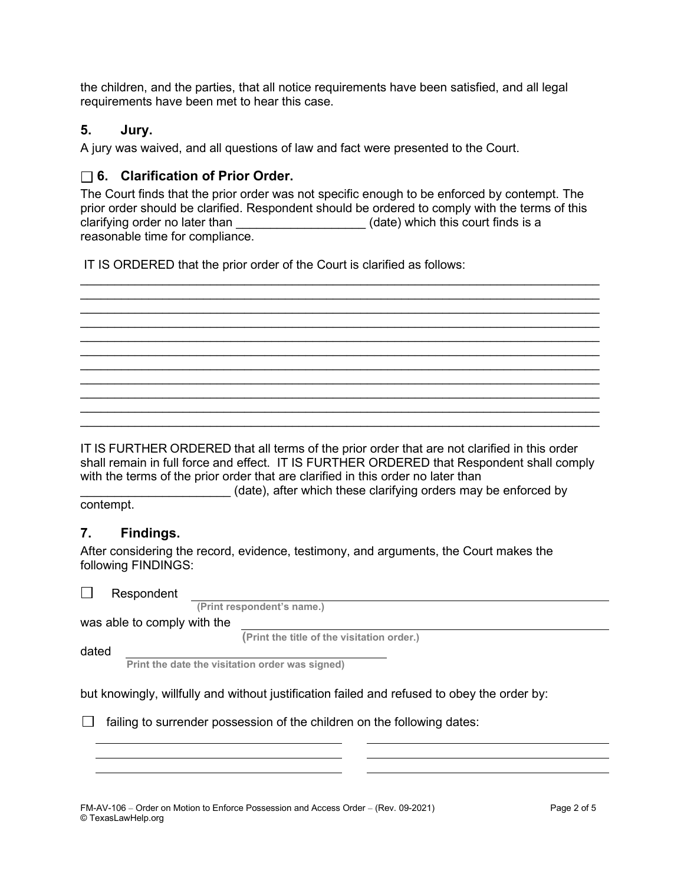the children, and the parties, that all notice requirements have been satisfied, and all legal requirements have been met to hear this case.

## 5. Jury.

A jury was waived, and all questions of law and fact were presented to the Court.

## ☐ 6. Clarification of Prior Order.

The Court finds that the prior order was not specific enough to be enforced by contempt. The prior order should be clarified. Respondent should be ordered to comply with the terms of this clarifying order no later than ___________________ (date) which this court finds is a reasonable time for compliance.

IT IS ORDERED that the prior order of the Court is clarified as follows:

______________________________________________________________________________
______________________________________________________________________________
______________________________________________________________________________
______________________________________________________________________________
______________________________________________________________________________
______________________________________________________________________________
______________________________________________________________________________
______________________________________________________________________________
______________________________________________________________________________
______________________________________________________________________________
______________________________________________________________________________

IT IS FURTHER ORDERED that all terms of the prior order that are not clarified in this order shall remain in full force and effect. IT IS FURTHER ORDERED that Respondent shall comply with the terms of the prior order that are clarified in this order no later than ______________________ (date), after which these clarifying orders may be enforced by contempt.

## 7. Findings.

After considering the record, evidence, testimony, and arguments, the Court makes the following FINDINGS:

☐ Respondent ____________________________________________
(Print respondent's name.)

was able to comply with the ____________________________________________
(Print the title of the visitation order.)

dated ____________________________________________
Print the date the visitation order was signed)

but knowingly, willfully and without justification failed and refused to obey the order by:

☐ failing to surrender possession of the children on the following dates:

____________________________ ____________________________
____________________________ ____________________________
____________________________ ____________________________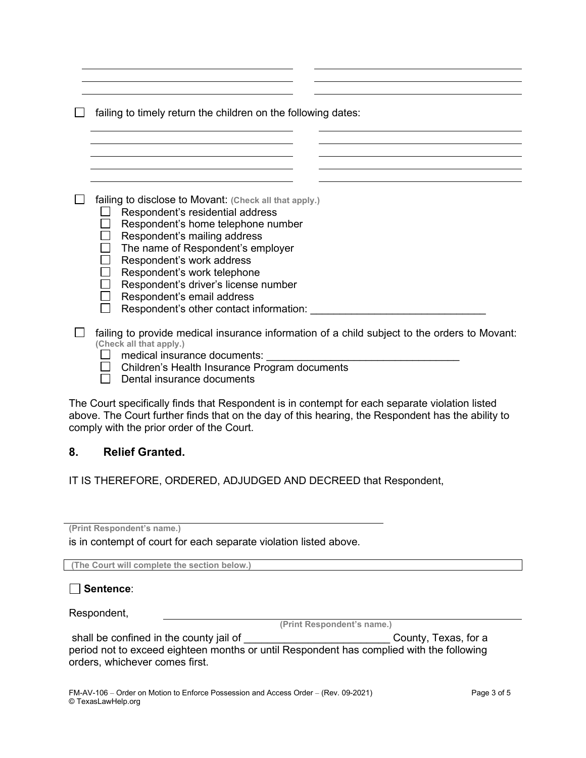| | |
|---|---|
| ______________________________ | ______________________________ |
| ______________________________ | ______________________________ |
| ______________________________ | ______________________________ |

☐ failing to timely return the children on the following dates:

| | |
|---|---|
| ______________________________ | ______________________________ |
| ______________________________ | ______________________________ |
| ______________________________ | ______________________________ |
| ______________________________ | ______________________________ |

☐ failing to disclose to Movant: **(Check all that apply.)**

- ☐ Respondent's residential address
- ☐ Respondent's home telephone number
- ☐ Respondent's mailing address
- ☐ The name of Respondent's employer
- ☐ Respondent's work address
- ☐ Respondent's work telephone
- ☐ Respondent's driver's license number
- ☐ Respondent's email address
- ☐ Respondent's other contact information: ______________________________

☐ failing to provide medical insurance information of a child subject to the orders to Movant: **(Check all that apply.)**

- ☐ medical insurance documents: ________________________________
- ☐ Children's Health Insurance Program documents
- ☐ Dental insurance documents

The Court specifically finds that Respondent is in contempt for each separate violation listed above. The Court further finds that on the day of this hearing, the Respondent has the ability to comply with the prior order of the Court.

## 8. Relief Granted.

IT IS THEREFORE, ORDERED, ADJUDGED AND DECREED that Respondent,

________________________________________________
**(Print Respondent's name.)**

is in contempt of court for each separate violation listed above.

**(The Court will complete the section below.)**

☐ **Sentence**:

Respondent, ________________________________________________
**(Print Respondent's name.)**

shall be confined in the county jail of ________________________ County, Texas, for a period not to exceed eighteen months or until Respondent has complied with the following orders, whichever comes first.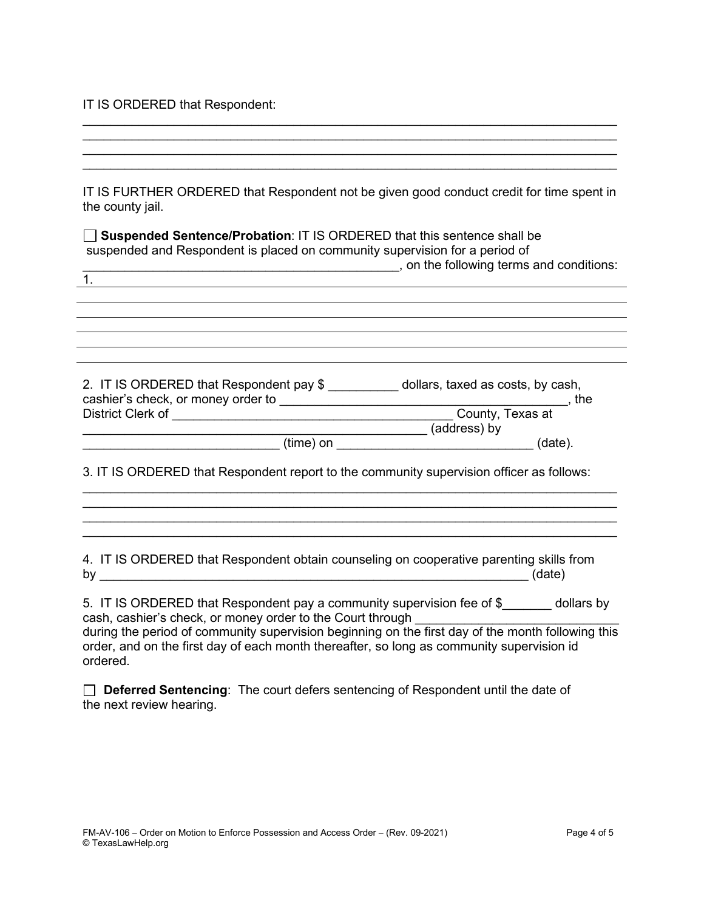IT IS ORDERED that Respondent:

_____________________________________________________________________________
_____________________________________________________________________________
_____________________________________________________________________________
_____________________________________________________________________________

IT IS FURTHER ORDERED that Respondent not be given good conduct credit for time spent in the county jail.

☐ **Suspended Sentence/Probation**: IT IS ORDERED that this sentence shall be suspended and Respondent is placed on community supervision for a period of _______________________________________________, on the following terms and conditions:

1. _____________________________________________________________________________
_____________________________________________________________________________
_____________________________________________________________________________
_____________________________________________________________________________
_____________________________________________________________________________
_____________________________________________________________________________

2. IT IS ORDERED that Respondent pay $ __________ dollars, taxed as costs, by cash, cashier's check, or money order to ________________________________________, the District Clerk of ________________________________________ County, Texas at ___________________________________________________ (address) by ____________________________ (time) on ____________________________ (date).

3. IT IS ORDERED that Respondent report to the community supervision officer as follows:

_____________________________________________________________________________
_____________________________________________________________________________
_____________________________________________________________________________
_____________________________________________________________________________

4. IT IS ORDERED that Respondent obtain counseling on cooperative parenting skills from by _______________________________________________________________ (date)

5. IT IS ORDERED that Respondent pay a community supervision fee of $_______ dollars by cash, cashier's check, or money order to the Court through ____________________________ during the period of community supervision beginning on the first day of the month following this order, and on the first day of each month thereafter, so long as community supervision id ordered.

☐ **Deferred Sentencing**: The court defers sentencing of Respondent until the date of the next review hearing.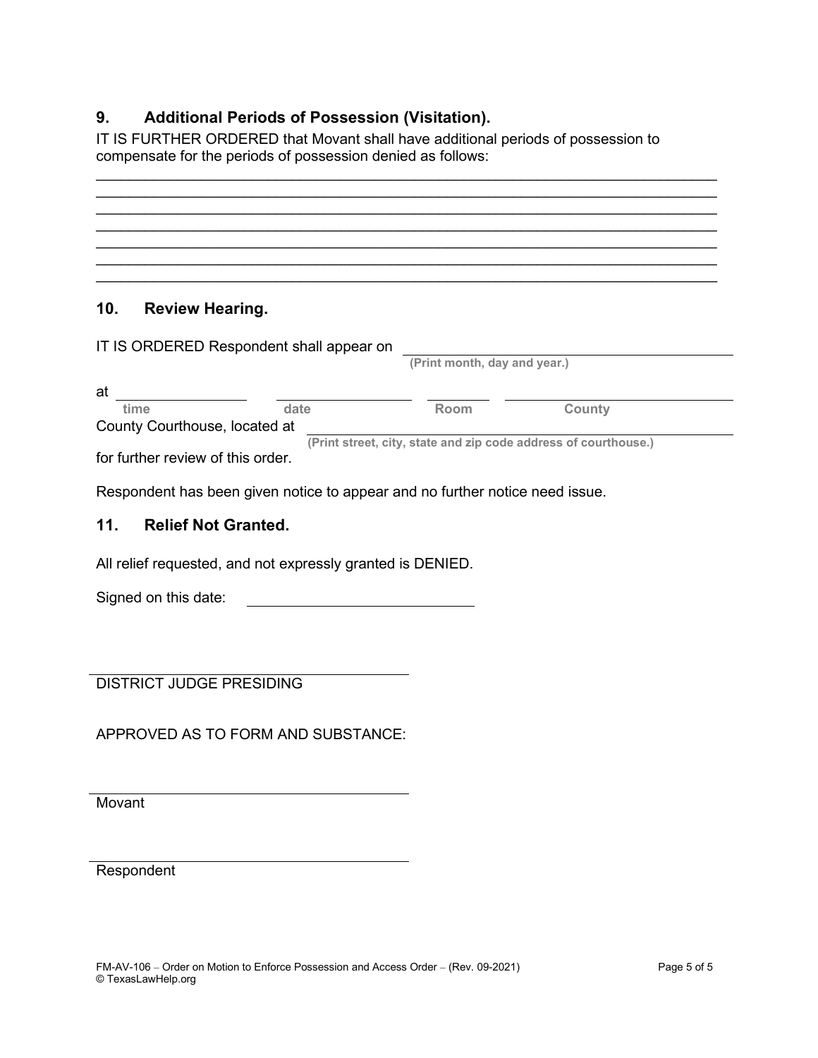## 9. Additional Periods of Possession (Visitation).

IT IS FURTHER ORDERED that Movant shall have additional periods of possession to compensate for the periods of possession denied as follows:

\_\_\_\_\_\_\_\_\_\_\_\_\_\_\_\_\_\_\_\_\_\_\_\_\_\_\_\_\_\_\_\_\_\_\_\_\_\_\_\_\_\_\_\_\_\_\_\_\_\_\_\_\_\_\_\_\_\_\_\_\_\_\_\_\_\_\_\_\_\_\_\_
\_\_\_\_\_\_\_\_\_\_\_\_\_\_\_\_\_\_\_\_\_\_\_\_\_\_\_\_\_\_\_\_\_\_\_\_\_\_\_\_\_\_\_\_\_\_\_\_\_\_\_\_\_\_\_\_\_\_\_\_\_\_\_\_\_\_\_\_\_\_\_\_
\_\_\_\_\_\_\_\_\_\_\_\_\_\_\_\_\_\_\_\_\_\_\_\_\_\_\_\_\_\_\_\_\_\_\_\_\_\_\_\_\_\_\_\_\_\_\_\_\_\_\_\_\_\_\_\_\_\_\_\_\_\_\_\_\_\_\_\_\_\_\_\_
\_\_\_\_\_\_\_\_\_\_\_\_\_\_\_\_\_\_\_\_\_\_\_\_\_\_\_\_\_\_\_\_\_\_\_\_\_\_\_\_\_\_\_\_\_\_\_\_\_\_\_\_\_\_\_\_\_\_\_\_\_\_\_\_\_\_\_\_\_\_\_\_
\_\_\_\_\_\_\_\_\_\_\_\_\_\_\_\_\_\_\_\_\_\_\_\_\_\_\_\_\_\_\_\_\_\_\_\_\_\_\_\_\_\_\_\_\_\_\_\_\_\_\_\_\_\_\_\_\_\_\_\_\_\_\_\_\_\_\_\_\_\_\_\_
\_\_\_\_\_\_\_\_\_\_\_\_\_\_\_\_\_\_\_\_\_\_\_\_\_\_\_\_\_\_\_\_\_\_\_\_\_\_\_\_\_\_\_\_\_\_\_\_\_\_\_\_\_\_\_\_\_\_\_\_\_\_\_\_\_\_\_\_\_\_\_\_
\_\_\_\_\_\_\_\_\_\_\_\_\_\_\_\_\_\_\_\_\_\_\_\_\_\_\_\_\_\_\_\_\_\_\_\_\_\_\_\_\_\_\_\_\_\_\_\_\_\_\_\_\_\_\_\_\_\_\_\_\_\_\_\_\_\_\_\_\_\_\_\_

## 10. Review Hearing.

IT IS ORDERED Respondent shall appear on \_\_\_\_\_\_\_\_\_\_\_\_\_\_\_\_\_\_\_\_\_\_\_\_\_\_\_\_\_\_\_\_
(Print month, day and year.)

at \_\_\_\_\_\_\_\_\_\_\_\_ \_\_\_\_\_\_\_\_\_\_\_\_ \_\_\_\_\_\_ \_\_\_\_\_\_\_\_\_\_\_\_\_\_\_\_\_\_\_\_
time date Room County

County Courthouse, located at \_\_\_\_\_\_\_\_\_\_\_\_\_\_\_\_\_\_\_\_\_\_\_\_\_\_\_\_\_\_\_\_\_\_\_\_\_\_\_\_
(Print street, city, state and zip code address of courthouse.)

for further review of this order.

Respondent has been given notice to appear and no further notice need issue.

## 11. Relief Not Granted.

All relief requested, and not expressly granted is DENIED.

Signed on this date: \_\_\_\_\_\_\_\_\_\_\_\_\_\_\_\_\_\_\_\_\_\_\_\_

\_\_\_\_\_\_\_\_\_\_\_\_\_\_\_\_\_\_\_\_\_\_\_\_\_\_\_\_\_\_\_\_\_\_\_\_
DISTRICT JUDGE PRESIDING

APPROVED AS TO FORM AND SUBSTANCE:

\_\_\_\_\_\_\_\_\_\_\_\_\_\_\_\_\_\_\_\_\_\_\_\_\_\_\_\_\_\_\_\_\_\_\_\_
Movant

\_\_\_\_\_\_\_\_\_\_\_\_\_\_\_\_\_\_\_\_\_\_\_\_\_\_\_\_\_\_\_\_\_\_\_\_
Respondent

FM-AV-106 – Order on Motion to Enforce Possession and Access Order – (Rev. 09-2021)
© TexasLawHelp.org